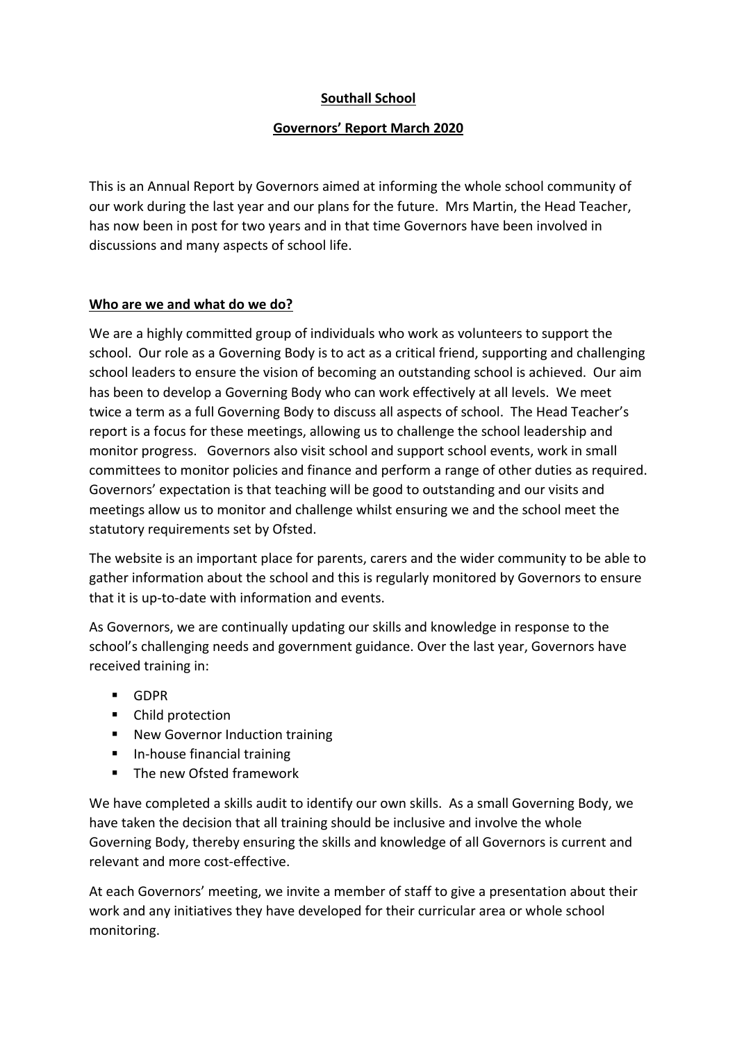# Southall School

## Governors' Report March 2020

This is an Annual Report by Governors aimed at informing the whole school community of our work during the last year and our plans for the future. Mrs Martin, the Head Teacher, has now been in post for two years and in that time Governors have been involved in discussions and many aspects of school life.

### Who are we and what do we do?

We are a highly committed group of individuals who work as volunteers to support the school. Our role as a Governing Body is to act as a critical friend, supporting and challenging school leaders to ensure the vision of becoming an outstanding school is achieved. Our aim has been to develop a Governing Body who can work effectively at all levels. We meet twice a term as a full Governing Body to discuss all aspects of school. The Head Teacher's report is a focus for these meetings, allowing us to challenge the school leadership and monitor progress. Governors also visit school and support school events, work in small committees to monitor policies and finance and perform a range of other duties as required. Governors' expectation is that teaching will be good to outstanding and our visits and meetings allow us to monitor and challenge whilst ensuring we and the school meet the statutory requirements set by Ofsted.

The website is an important place for parents, carers and the wider community to be able to gather information about the school and this is regularly monitored by Governors to ensure that it is up-to-date with information and events.

As Governors, we are continually updating our skills and knowledge in response to the school's challenging needs and government guidance. Over the last year, Governors have received training in:

- GDPR
- Child protection
- New Governor Induction training
- In-house financial training
- The new Ofsted framework

We have completed a skills audit to identify our own skills. As a small Governing Body, we have taken the decision that all training should be inclusive and involve the whole Governing Body, thereby ensuring the skills and knowledge of all Governors is current and relevant and more cost-effective.

At each Governors' meeting, we invite a member of staff to give a presentation about their work and any initiatives they have developed for their curricular area or whole school monitoring.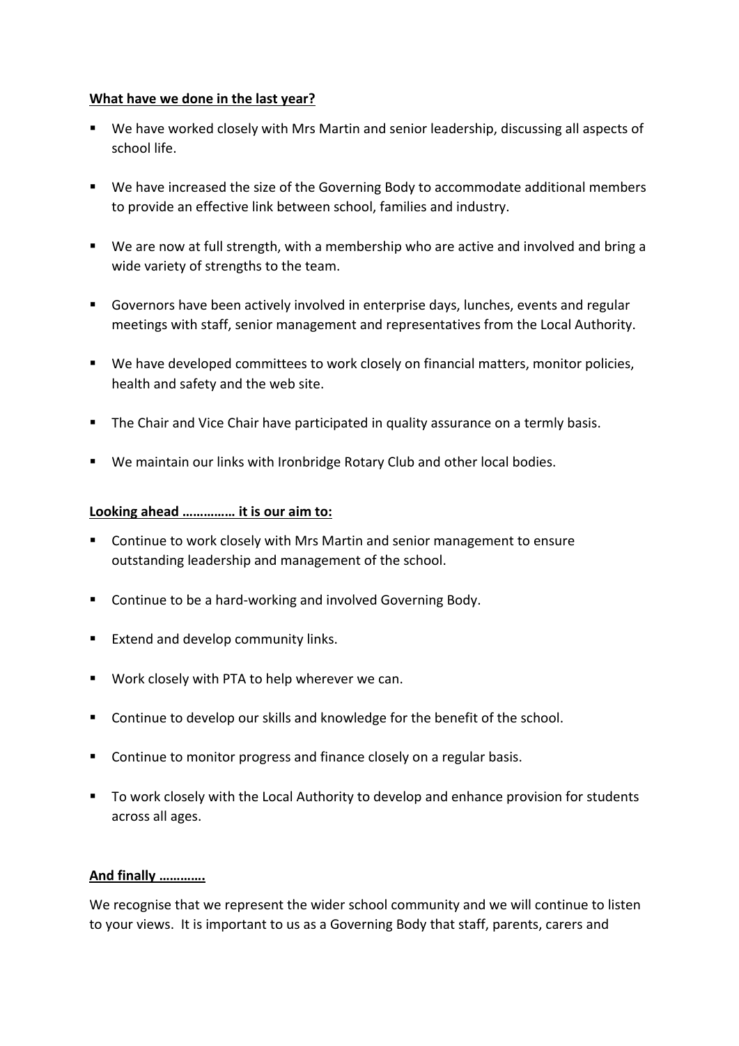**What have we done in the last year?**

- We have worked closely with Mrs Martin and senior leadership, discussing all aspects of school life.
- We have increased the size of the Governing Body to accommodate additional members to provide an effective link between school, families and industry.
- We are now at full strength, with a membership who are active and involved and bring a wide variety of strengths to the team.
- Governors have been actively involved in enterprise days, lunches, events and regular meetings with staff, senior management and representatives from the Local Authority.
- We have developed committees to work closely on financial matters, monitor policies, health and safety and the web site.
- The Chair and Vice Chair have participated in quality assurance on a termly basis.
- We maintain our links with Ironbridge Rotary Club and other local bodies.

**Looking ahead …………… it is our aim to:**

- Continue to work closely with Mrs Martin and senior management to ensure outstanding leadership and management of the school.
- Continue to be a hard-working and involved Governing Body.
- Extend and develop community links.
- Work closely with PTA to help wherever we can.
- Continue to develop our skills and knowledge for the benefit of the school.
- Continue to monitor progress and finance closely on a regular basis.
- To work closely with the Local Authority to develop and enhance provision for students across all ages.

**And finally ………….**

We recognise that we represent the wider school community and we will continue to listen to your views. It is important to us as a Governing Body that staff, parents, carers and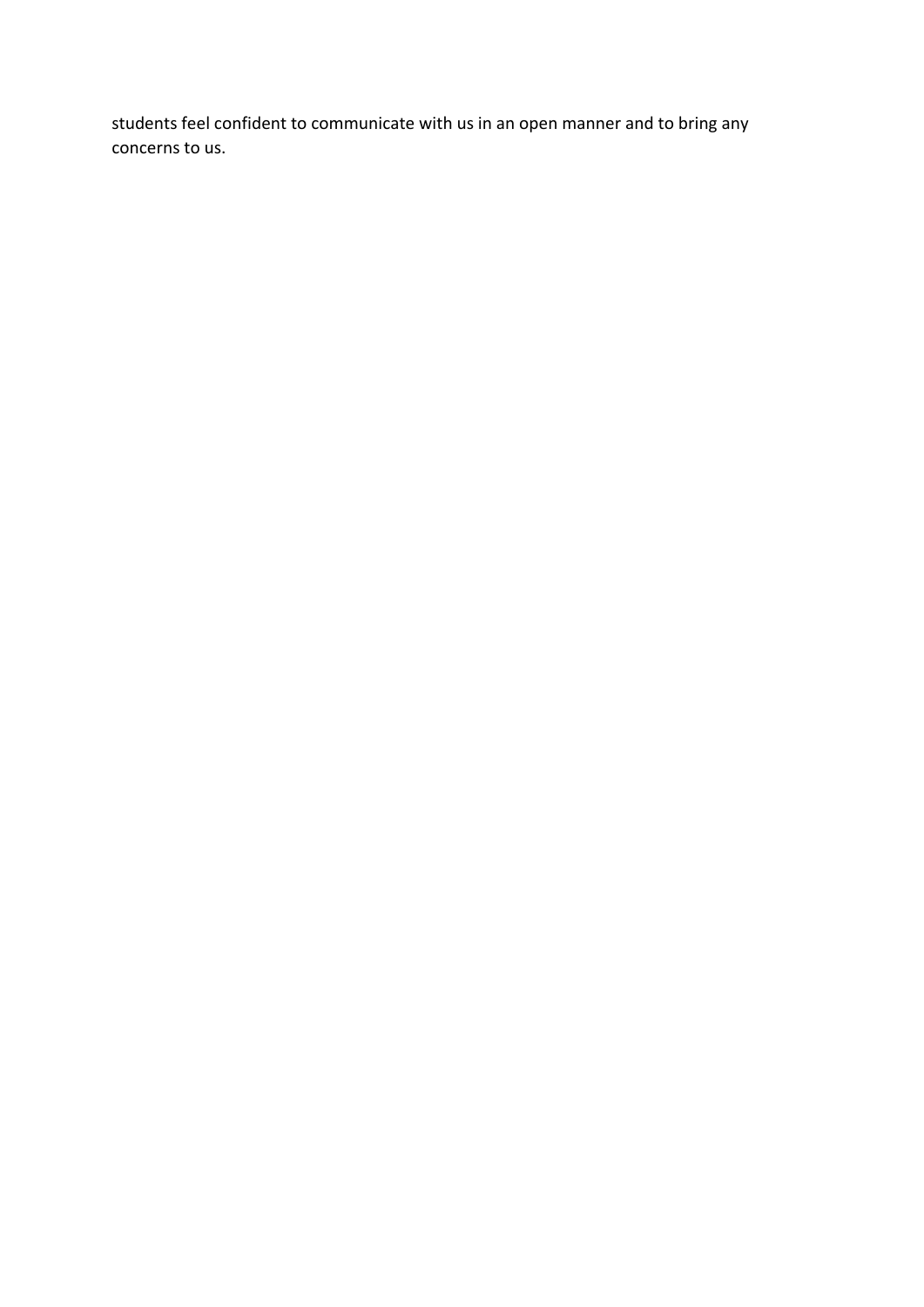students feel confident to communicate with us in an open manner and to bring any concerns to us.